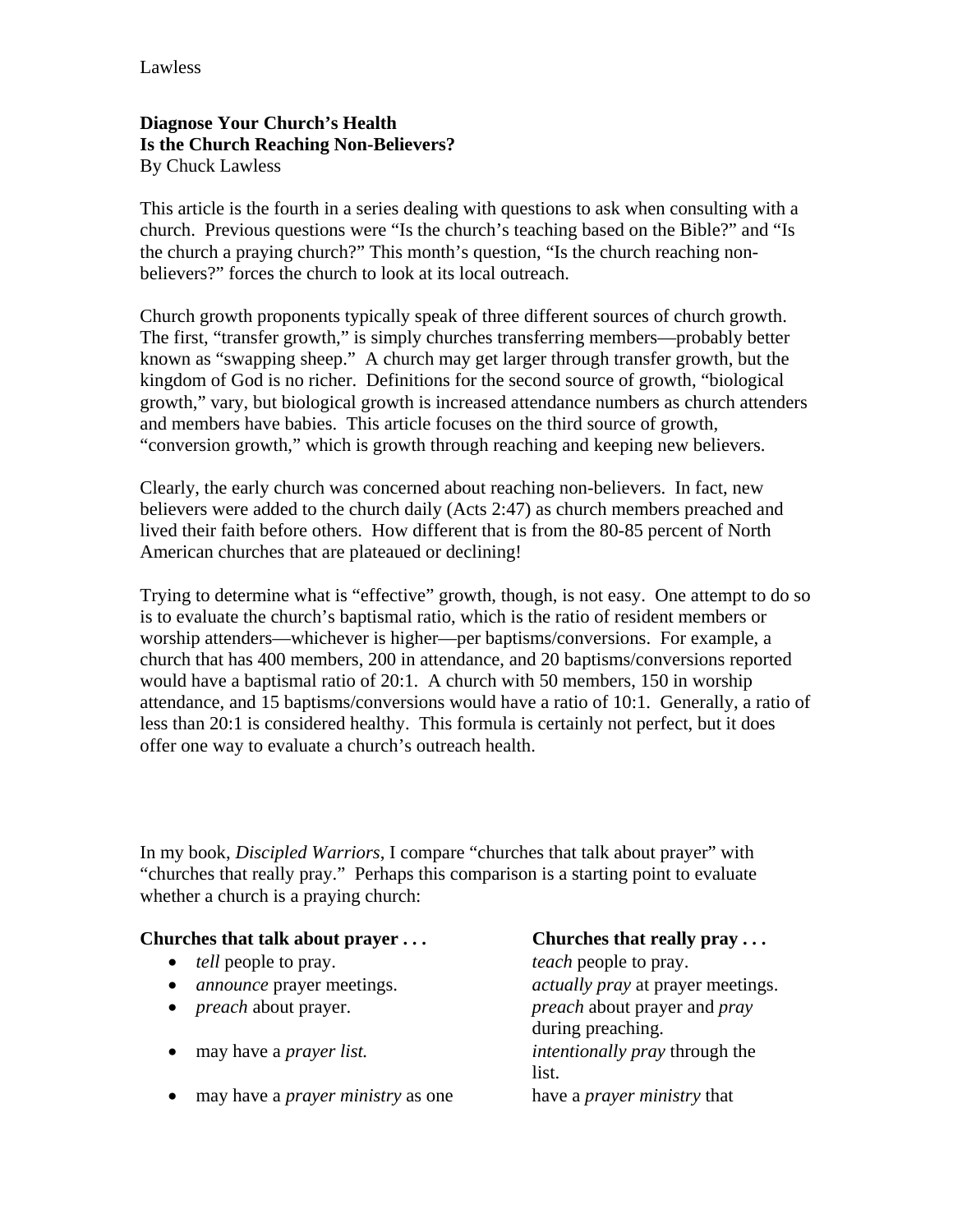**Diagnose Your Church's Health**
**Is the Church Reaching Non-Believers?**
By Chuck Lawless

This article is the fourth in a series dealing with questions to ask when consulting with a church. Previous questions were "Is the church's teaching based on the Bible?" and "Is the church a praying church?" This month's question, "Is the church reaching non-believers?" forces the church to look at its local outreach.

Church growth proponents typically speak of three different sources of church growth. The first, "transfer growth," is simply churches transferring members—probably better known as "swapping sheep." A church may get larger through transfer growth, but the kingdom of God is no richer. Definitions for the second source of growth, "biological growth," vary, but biological growth is increased attendance numbers as church attenders and members have babies. This article focuses on the third source of growth, "conversion growth," which is growth through reaching and keeping new believers.

Clearly, the early church was concerned about reaching non-believers. In fact, new believers were added to the church daily (Acts 2:47) as church members preached and lived their faith before others. How different that is from the 80-85 percent of North American churches that are plateaued or declining!

Trying to determine what is "effective" growth, though, is not easy. One attempt to do so is to evaluate the church's baptismal ratio, which is the ratio of resident members or worship attenders—whichever is higher—per baptisms/conversions. For example, a church that has 400 members, 200 in attendance, and 20 baptisms/conversions reported would have a baptismal ratio of 20:1. A church with 50 members, 150 in worship attendance, and 15 baptisms/conversions would have a ratio of 10:1. Generally, a ratio of less than 20:1 is considered healthy. This formula is certainly not perfect, but it does offer one way to evaluate a church's outreach health.

In my book, *Discipled Warriors*, I compare "churches that talk about prayer" with "churches that really pray." Perhaps this comparison is a starting point to evaluate whether a church is a praying church:

| **Churches that talk about prayer . . .** | **Churches that really pray . . .** |
| --- | --- |
| • *tell* people to pray. | *teach* people to pray. |
| • *announce* prayer meetings. | *actually pray* at prayer meetings. |
| • *preach* about prayer. | *preach* about prayer and *pray* during preaching. |
| • may have a *prayer list.* | *intentionally pray* through the list. |
| • may have a *prayer ministry* as one | have a *prayer ministry* that |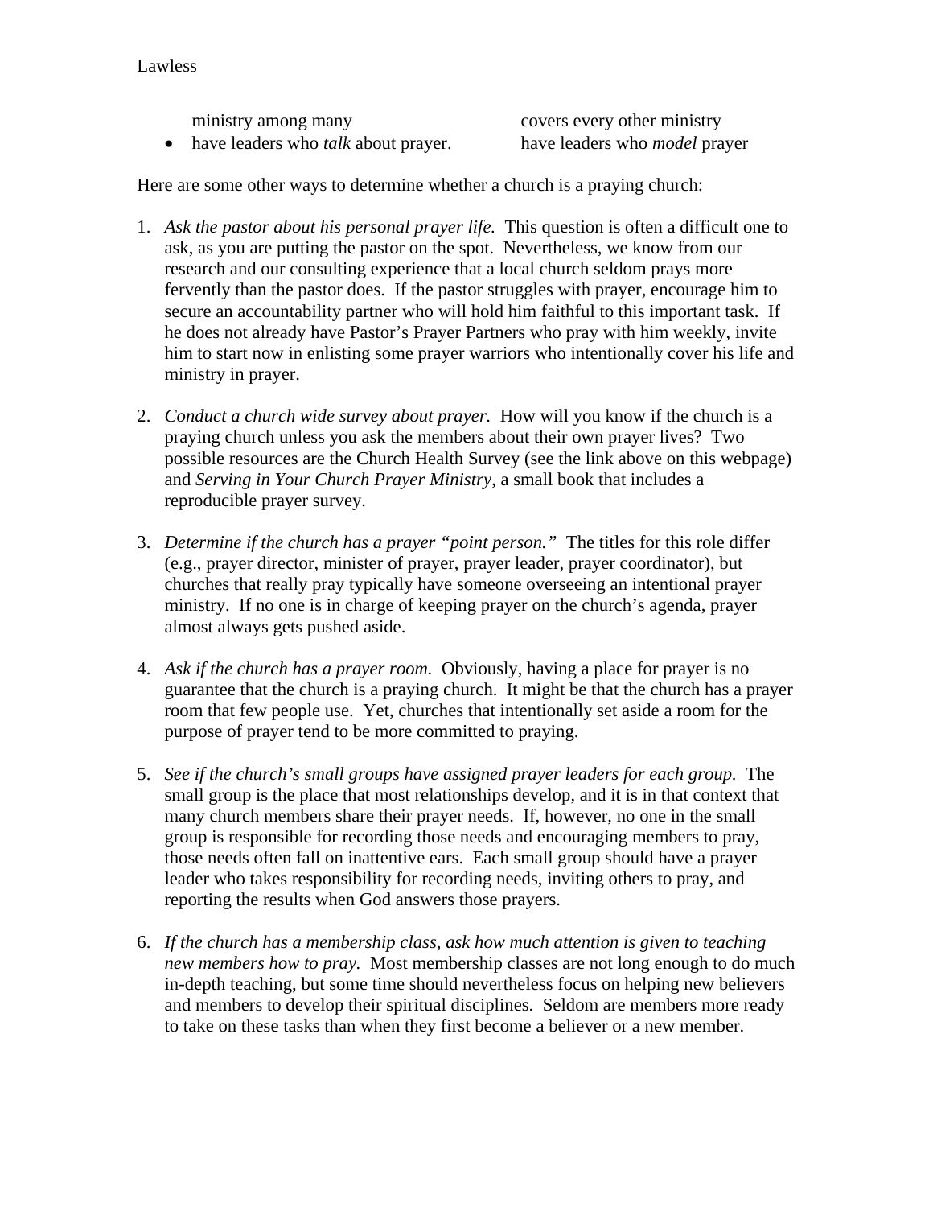| | |
|---|---|
| ministry among many | covers every other ministry |
| • have leaders who *talk* about prayer. | have leaders who *model* prayer |

Here are some other ways to determine whether a church is a praying church:

1. *Ask the pastor about his personal prayer life.* This question is often a difficult one to ask, as you are putting the pastor on the spot. Nevertheless, we know from our research and our consulting experience that a local church seldom prays more fervently than the pastor does. If the pastor struggles with prayer, encourage him to secure an accountability partner who will hold him faithful to this important task. If he does not already have Pastor's Prayer Partners who pray with him weekly, invite him to start now in enlisting some prayer warriors who intentionally cover his life and ministry in prayer.

2. *Conduct a church wide survey about prayer.* How will you know if the church is a praying church unless you ask the members about their own prayer lives? Two possible resources are the Church Health Survey (see the link above on this webpage) and *Serving in Your Church Prayer Ministry*, a small book that includes a reproducible prayer survey.

3. *Determine if the church has a prayer "point person."* The titles for this role differ (e.g., prayer director, minister of prayer, prayer leader, prayer coordinator), but churches that really pray typically have someone overseeing an intentional prayer ministry. If no one is in charge of keeping prayer on the church's agenda, prayer almost always gets pushed aside.

4. *Ask if the church has a prayer room.* Obviously, having a place for prayer is no guarantee that the church is a praying church. It might be that the church has a prayer room that few people use. Yet, churches that intentionally set aside a room for the purpose of prayer tend to be more committed to praying.

5. *See if the church's small groups have assigned prayer leaders for each group.* The small group is the place that most relationships develop, and it is in that context that many church members share their prayer needs. If, however, no one in the small group is responsible for recording those needs and encouraging members to pray, those needs often fall on inattentive ears. Each small group should have a prayer leader who takes responsibility for recording needs, inviting others to pray, and reporting the results when God answers those prayers.

6. *If the church has a membership class, ask how much attention is given to teaching new members how to pray.* Most membership classes are not long enough to do much in-depth teaching, but some time should nevertheless focus on helping new believers and members to develop their spiritual disciplines. Seldom are members more ready to take on these tasks than when they first become a believer or a new member.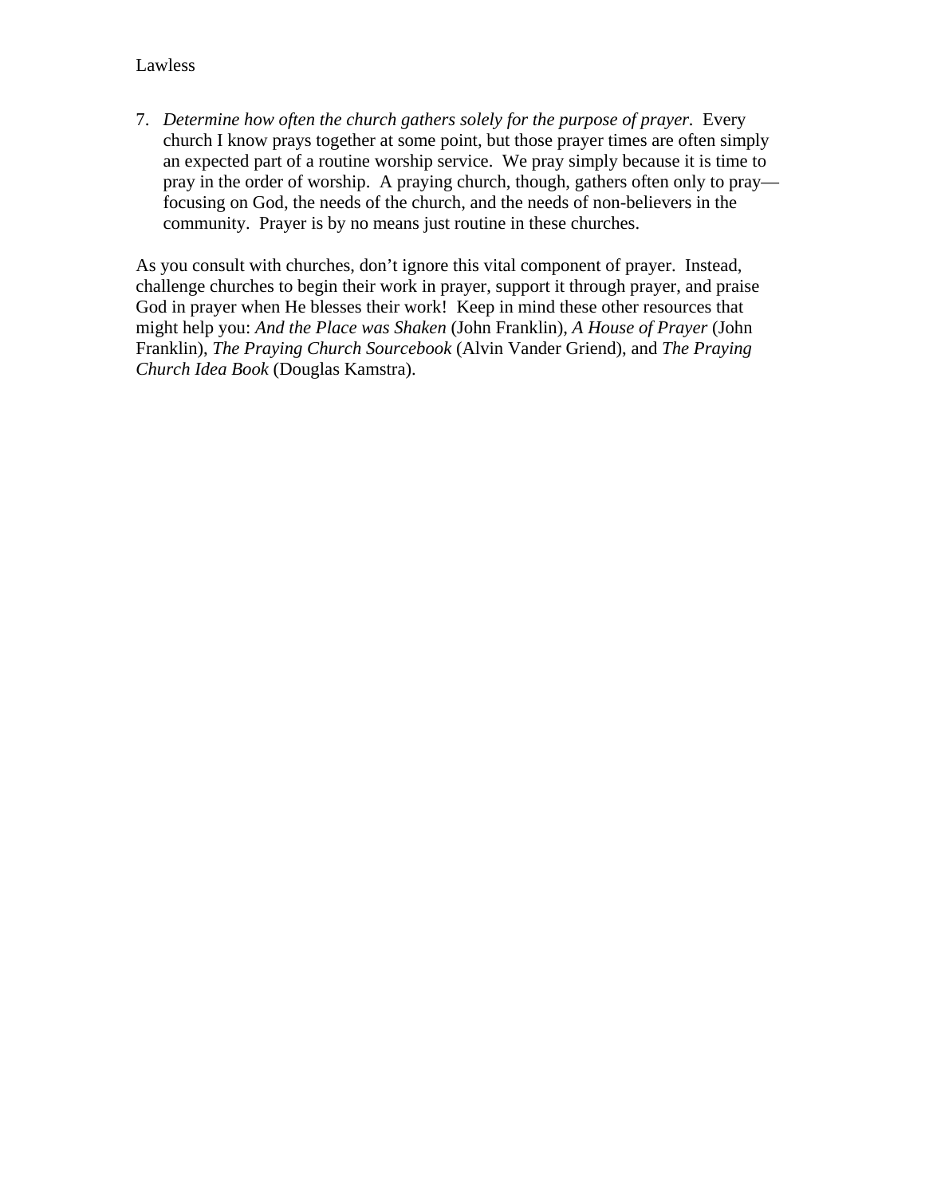7. *Determine how often the church gathers solely for the purpose of prayer.* Every church I know prays together at some point, but those prayer times are often simply an expected part of a routine worship service. We pray simply because it is time to pray in the order of worship. A praying church, though, gathers often only to pray—focusing on God, the needs of the church, and the needs of non-believers in the community. Prayer is by no means just routine in these churches.

As you consult with churches, don't ignore this vital component of prayer. Instead, challenge churches to begin their work in prayer, support it through prayer, and praise God in prayer when He blesses their work! Keep in mind these other resources that might help you: *And the Place was Shaken* (John Franklin), *A House of Prayer* (John Franklin), *The Praying Church Sourcebook* (Alvin Vander Griend), and *The Praying Church Idea Book* (Douglas Kamstra).